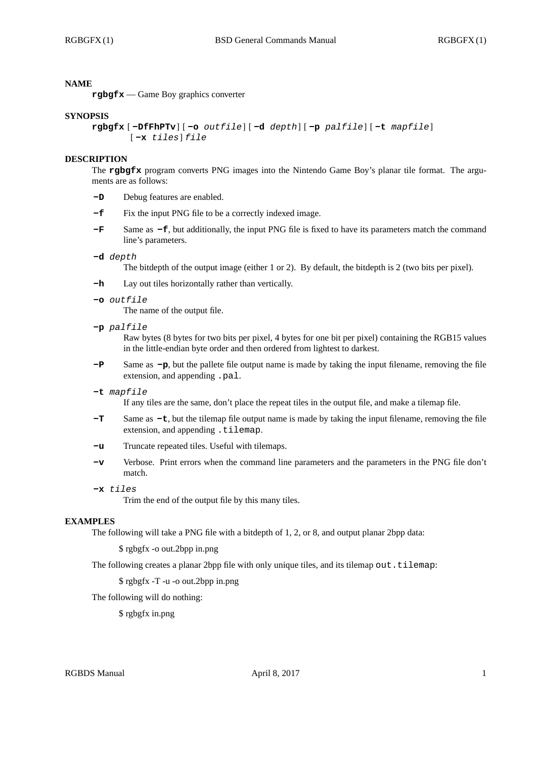## NAME

**rgbgfx** — Game Boy graphics converter

## SYNOPSIS

**rgbgfx** [ **−DfFhPTv** ] [ **−o** *outfile* ] [ **−d** *depth* ] [ **−p** *palfile* ] [ **−t** *mapfile* ] [ **−x** *tiles* ] *file*

## DESCRIPTION

The **rgbgfx** program converts PNG images into the Nintendo Game Boy's planar tile format. The arguments are as follows:

**−D** Debug features are enabled.

**−f** Fix the input PNG file to be a correctly indexed image.

**−F** Same as **−f**, but additionally, the input PNG file is fixed to have its parameters match the command line's parameters.

**−d** *depth*
The bitdepth of the output image (either 1 or 2). By default, the bitdepth is 2 (two bits per pixel).

**−h** Lay out tiles horizontally rather than vertically.

**−o** *outfile*
The name of the output file.

**−p** *palfile*
Raw bytes (8 bytes for two bits per pixel, 4 bytes for one bit per pixel) containing the RGB15 values in the little-endian byte order and then ordered from lightest to darkest.

**−P** Same as **−p**, but the pallete file output name is made by taking the input filename, removing the file extension, and appending `.pal`.

**−t** *mapfile*
If any tiles are the same, don't place the repeat tiles in the output file, and make a tilemap file.

**−T** Same as **−t**, but the tilemap file output name is made by taking the input filename, removing the file extension, and appending `.tilemap`.

**−u** Truncate repeated tiles. Useful with tilemaps.

**−v** Verbose. Print errors when the command line parameters and the parameters in the PNG file don't match.

**−x** *tiles*
Trim the end of the output file by this many tiles.

## EXAMPLES

The following will take a PNG file with a bitdepth of 1, 2, or 8, and output planar 2bpp data:

```
$ rgbgfx -o out.2bpp in.png
```

The following creates a planar 2bpp file with only unique tiles, and its tilemap `out.tilemap`:

```
$ rgbgfx -T -u -o out.2bpp in.png
```

The following will do nothing:

```
$ rgbgfx in.png
```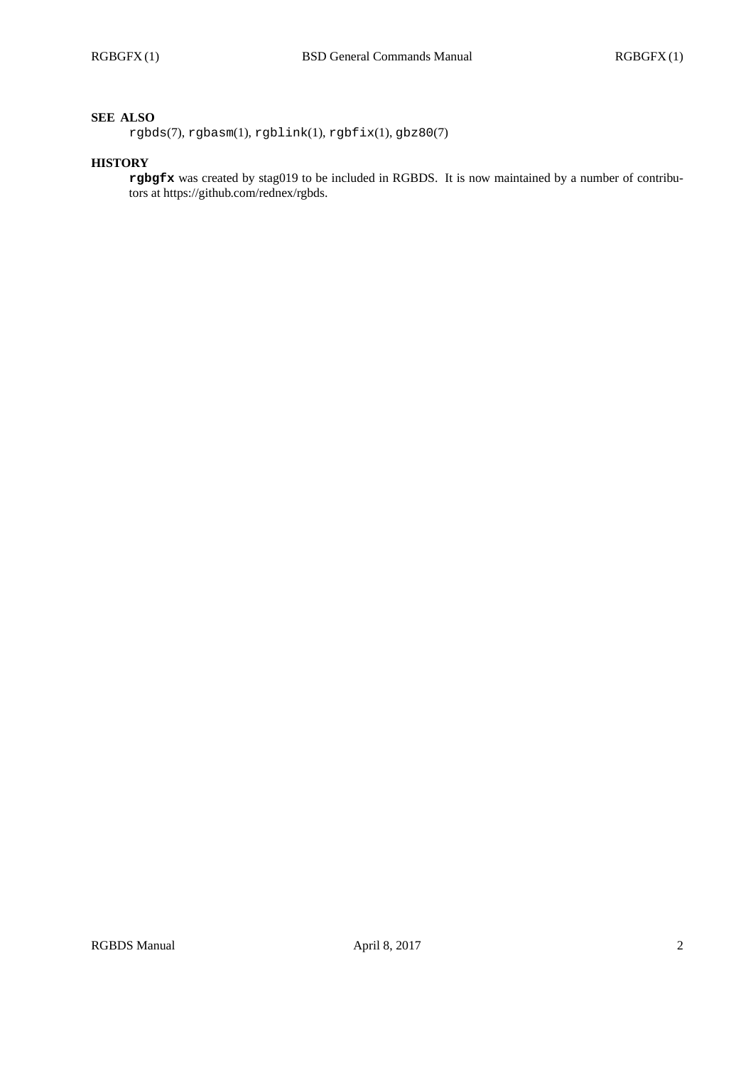## SEE ALSO

`rgbds`(7), `rgbasm`(1), `rgblink`(1), `rgbfix`(1), `gbz80`(7)

## HISTORY

**rgbgfx** was created by stag019 to be included in RGBDS. It is now maintained by a number of contributors at https://github.com/rednex/rgbds.